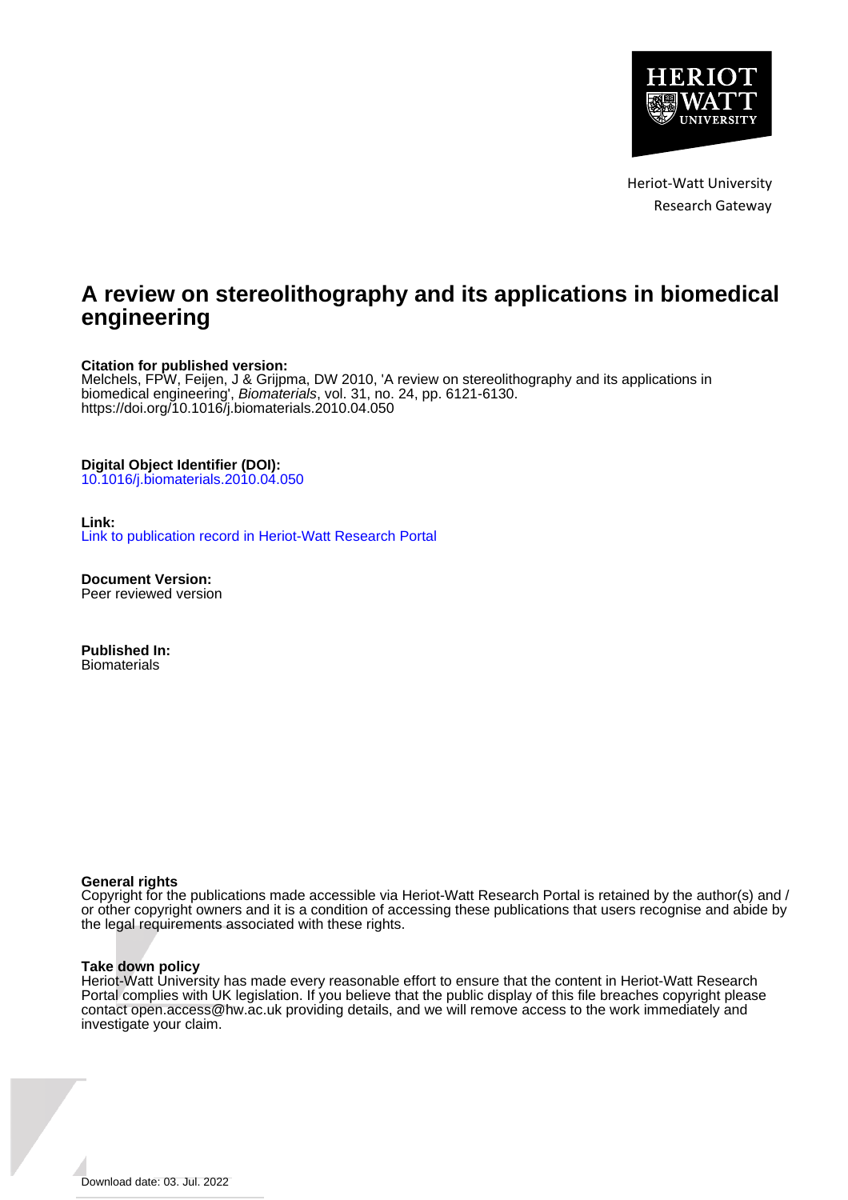Heriot-Watt University
Research Gateway

# A review on stereolithography and its applications in biomedical engineering

**Citation for published version:**
Melchels, FPW, Feijen, J & Grijpma, DW 2010, 'A review on stereolithography and its applications in biomedical engineering', *Biomaterials*, vol. 31, no. 24, pp. 6121-6130.
https://doi.org/10.1016/j.biomaterials.2010.04.050

**Digital Object Identifier (DOI):**
10.1016/j.biomaterials.2010.04.050

**Link:**
Link to publication record in Heriot-Watt Research Portal

**Document Version:**
Peer reviewed version

**Published In:**
Biomaterials

**General rights**
Copyright for the publications made accessible via Heriot-Watt Research Portal is retained by the author(s) and / or other copyright owners and it is a condition of accessing these publications that users recognise and abide by the legal requirements associated with these rights.

**Take down policy**
Heriot-Watt University has made every reasonable effort to ensure that the content in Heriot-Watt Research Portal complies with UK legislation. If you believe that the public display of this file breaches copyright please contact open.access@hw.ac.uk providing details, and we will remove access to the work immediately and investigate your claim.

Download date: 03. Jul. 2022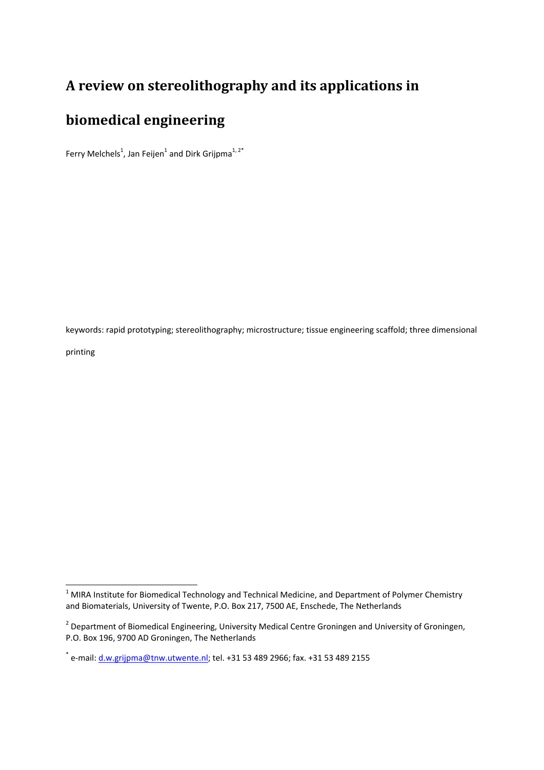# A review on stereolithography and its applications in biomedical engineering

Ferry Melchels[1], Jan Feijen[1] and Dirk Grijpma[1, 2*]

keywords: rapid prototyping; stereolithography; microstructure; tissue engineering scaffold; three dimensional printing

---

[1] MIRA Institute for Biomedical Technology and Technical Medicine, and Department of Polymer Chemistry and Biomaterials, University of Twente, P.O. Box 217, 7500 AE, Enschede, The Netherlands

[2] Department of Biomedical Engineering, University Medical Centre Groningen and University of Groningen, P.O. Box 196, 9700 AD Groningen, The Netherlands

[*] e-mail: d.w.grijpma@tnw.utwente.nl; tel. +31 53 489 2966; fax. +31 53 489 2155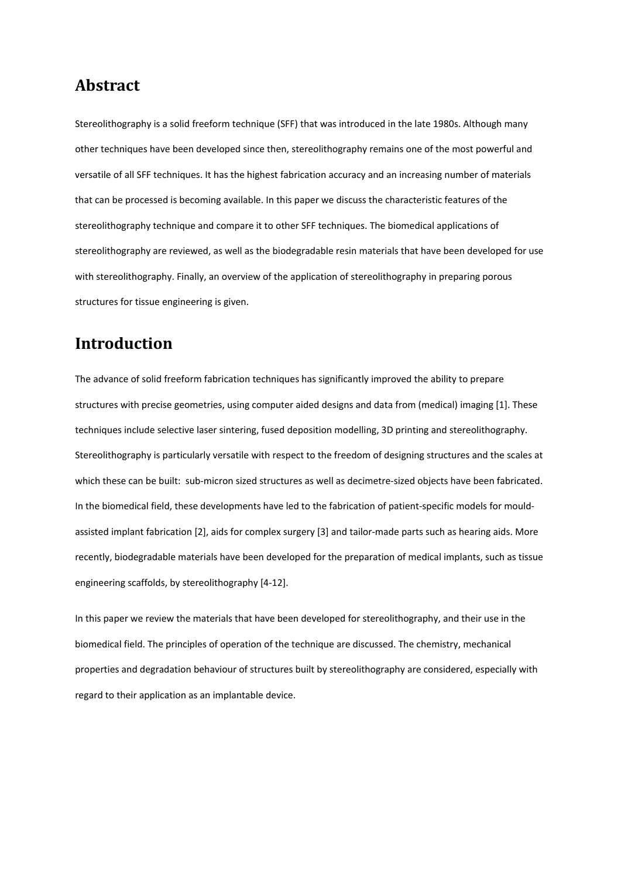## Abstract

Stereolithography is a solid freeform technique (SFF) that was introduced in the late 1980s. Although many other techniques have been developed since then, stereolithography remains one of the most powerful and versatile of all SFF techniques. It has the highest fabrication accuracy and an increasing number of materials that can be processed is becoming available. In this paper we discuss the characteristic features of the stereolithography technique and compare it to other SFF techniques. The biomedical applications of stereolithography are reviewed, as well as the biodegradable resin materials that have been developed for use with stereolithography. Finally, an overview of the application of stereolithography in preparing porous structures for tissue engineering is given.

## Introduction

The advance of solid freeform fabrication techniques has significantly improved the ability to prepare structures with precise geometries, using computer aided designs and data from (medical) imaging [1]. These techniques include selective laser sintering, fused deposition modelling, 3D printing and stereolithography. Stereolithography is particularly versatile with respect to the freedom of designing structures and the scales at which these can be built: sub-micron sized structures as well as decimetre-sized objects have been fabricated. In the biomedical field, these developments have led to the fabrication of patient-specific models for mould-assisted implant fabrication [2], aids for complex surgery [3] and tailor-made parts such as hearing aids. More recently, biodegradable materials have been developed for the preparation of medical implants, such as tissue engineering scaffolds, by stereolithography [4-12].

In this paper we review the materials that have been developed for stereolithography, and their use in the biomedical field. The principles of operation of the technique are discussed. The chemistry, mechanical properties and degradation behaviour of structures built by stereolithography are considered, especially with regard to their application as an implantable device.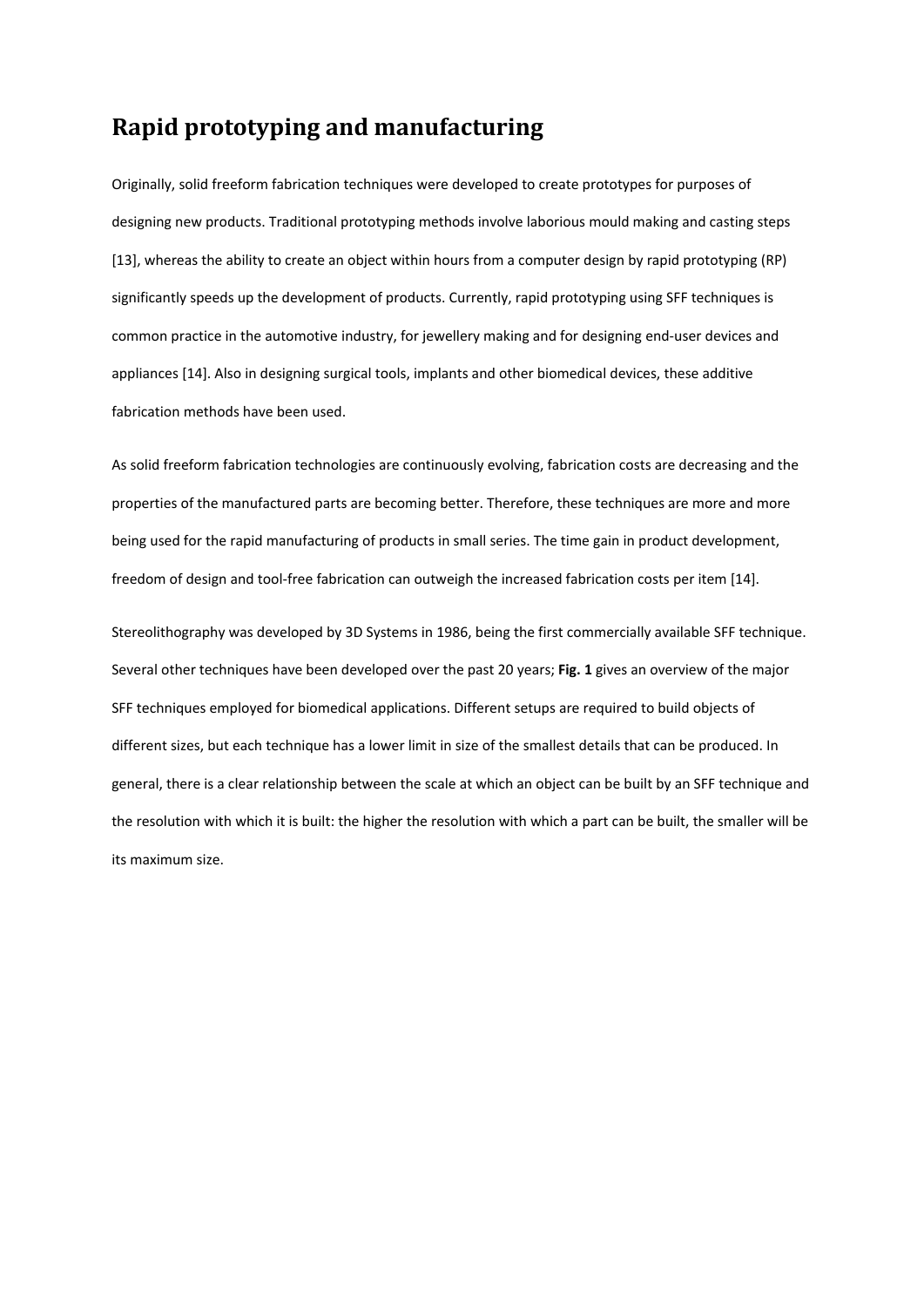## Rapid prototyping and manufacturing

Originally, solid freeform fabrication techniques were developed to create prototypes for purposes of designing new products. Traditional prototyping methods involve laborious mould making and casting steps [13], whereas the ability to create an object within hours from a computer design by rapid prototyping (RP) significantly speeds up the development of products. Currently, rapid prototyping using SFF techniques is common practice in the automotive industry, for jewellery making and for designing end-user devices and appliances [14]. Also in designing surgical tools, implants and other biomedical devices, these additive fabrication methods have been used.

As solid freeform fabrication technologies are continuously evolving, fabrication costs are decreasing and the properties of the manufactured parts are becoming better. Therefore, these techniques are more and more being used for the rapid manufacturing of products in small series. The time gain in product development, freedom of design and tool-free fabrication can outweigh the increased fabrication costs per item [14].

Stereolithography was developed by 3D Systems in 1986, being the first commercially available SFF technique. Several other techniques have been developed over the past 20 years; **Fig. 1** gives an overview of the major SFF techniques employed for biomedical applications. Different setups are required to build objects of different sizes, but each technique has a lower limit in size of the smallest details that can be produced. In general, there is a clear relationship between the scale at which an object can be built by an SFF technique and the resolution with which it is built: the higher the resolution with which a part can be built, the smaller will be its maximum size.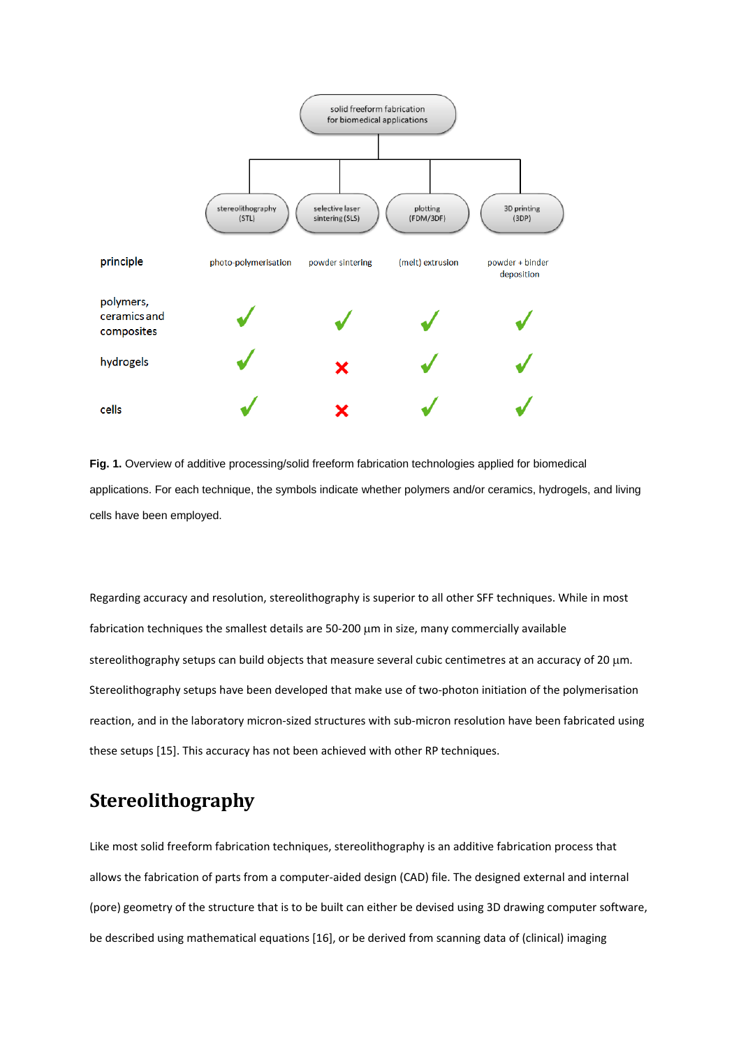| | stereolithography (STL) | selective laser sintering (SLS) | plotting (FDM/3DF) | 3D printing (3DP) |
|---|---|---|---|---|
| principle | photo-polymerisation | powder sintering | (melt) extrusion | powder + binder deposition |
| polymers, ceramics and composites | ✓ | ✓ | ✓ | ✓ |
| hydrogels | ✓ | ✗ | ✓ | ✓ |
| cells | ✓ | ✗ | ✓ | ✓ |

**Fig. 1.** Overview of additive processing/solid freeform fabrication technologies applied for biomedical applications. For each technique, the symbols indicate whether polymers and/or ceramics, hydrogels, and living cells have been employed.

Regarding accuracy and resolution, stereolithography is superior to all other SFF techniques. While in most fabrication techniques the smallest details are 50-200 µm in size, many commercially available stereolithography setups can build objects that measure several cubic centimetres at an accuracy of 20 µm. Stereolithography setups have been developed that make use of two-photon initiation of the polymerisation reaction, and in the laboratory micron-sized structures with sub-micron resolution have been fabricated using these setups [15]. This accuracy has not been achieved with other RP techniques.

# Stereolithography

Like most solid freeform fabrication techniques, stereolithography is an additive fabrication process that allows the fabrication of parts from a computer-aided design (CAD) file. The designed external and internal (pore) geometry of the structure that is to be built can either be devised using 3D drawing computer software, be described using mathematical equations [16], or be derived from scanning data of (clinical) imaging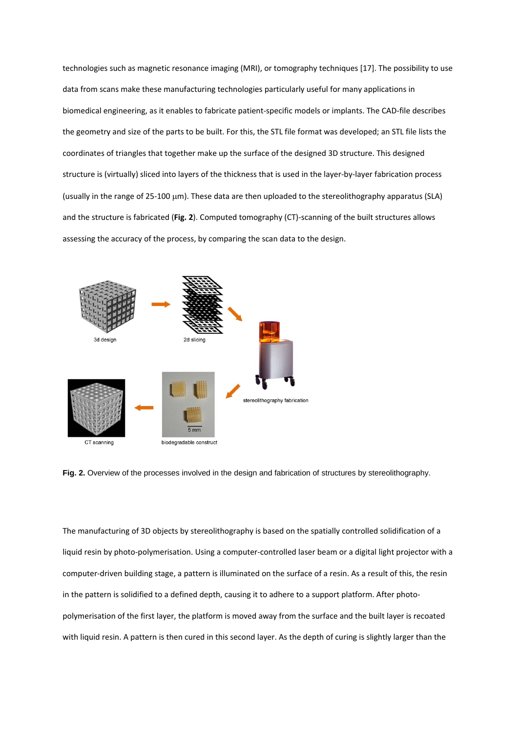technologies such as magnetic resonance imaging (MRI), or tomography techniques [17]. The possibility to use data from scans make these manufacturing technologies particularly useful for many applications in biomedical engineering, as it enables to fabricate patient-specific models or implants. The CAD-file describes the geometry and size of the parts to be built. For this, the STL file format was developed; an STL file lists the coordinates of triangles that together make up the surface of the designed 3D structure. This designed structure is (virtually) sliced into layers of the thickness that is used in the layer-by-layer fabrication process (usually in the range of 25-100 μm). These data are then uploaded to the stereolithography apparatus (SLA) and the structure is fabricated (**Fig. 2**). Computed tomography (CT)-scanning of the built structures allows assessing the accuracy of the process, by comparing the scan data to the design.

**Fig. 2.** Overview of the processes involved in the design and fabrication of structures by stereolithography.

The manufacturing of 3D objects by stereolithography is based on the spatially controlled solidification of a liquid resin by photo-polymerisation. Using a computer-controlled laser beam or a digital light projector with a computer-driven building stage, a pattern is illuminated on the surface of a resin. As a result of this, the resin in the pattern is solidified to a defined depth, causing it to adhere to a support platform. After photo-polymerisation of the first layer, the platform is moved away from the surface and the built layer is recoated with liquid resin. A pattern is then cured in this second layer. As the depth of curing is slightly larger than the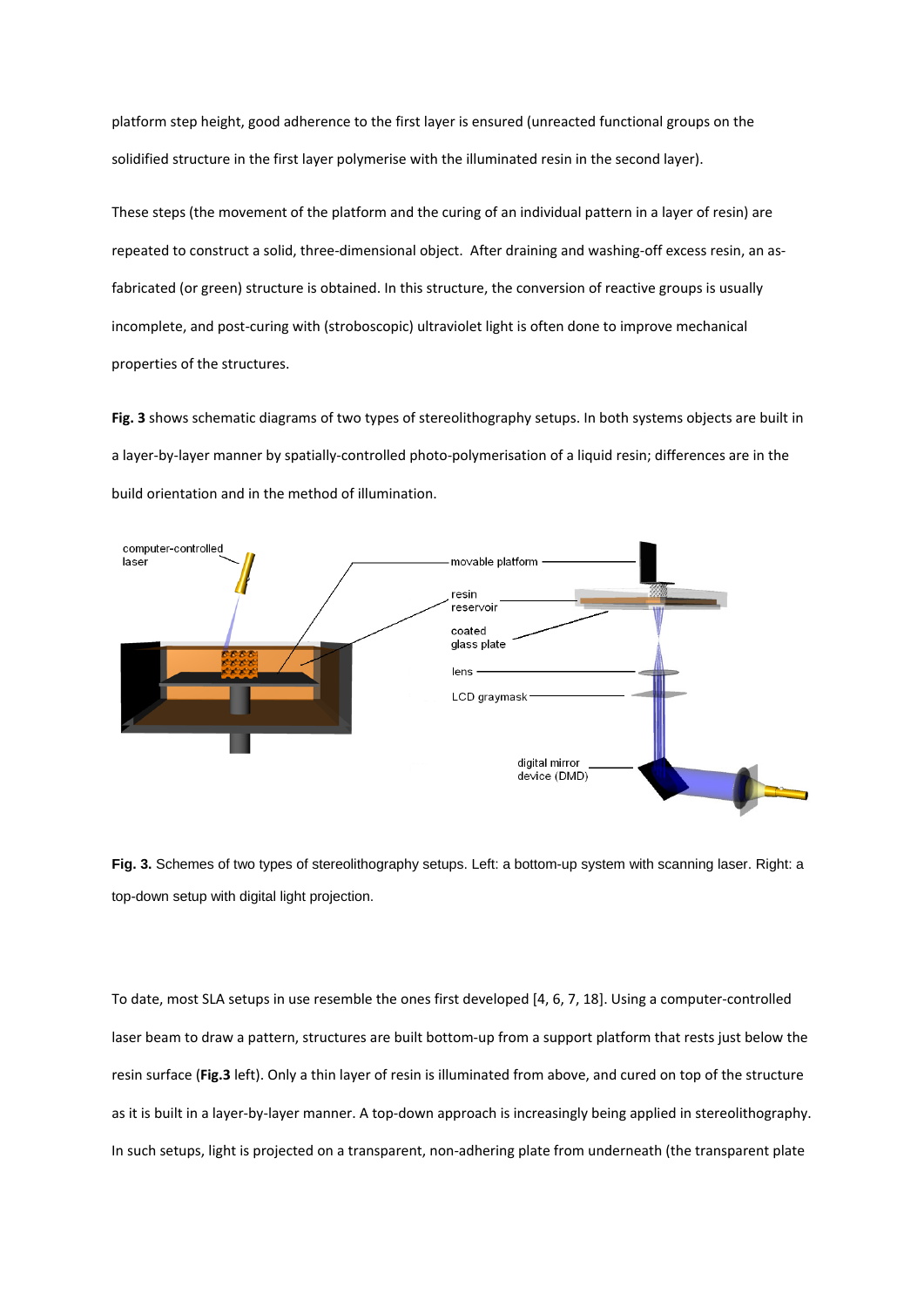platform step height, good adherence to the first layer is ensured (unreacted functional groups on the solidified structure in the first layer polymerise with the illuminated resin in the second layer).

These steps (the movement of the platform and the curing of an individual pattern in a layer of resin) are repeated to construct a solid, three-dimensional object. After draining and washing-off excess resin, an as-fabricated (or green) structure is obtained. In this structure, the conversion of reactive groups is usually incomplete, and post-curing with (stroboscopic) ultraviolet light is often done to improve mechanical properties of the structures.

**Fig. 3** shows schematic diagrams of two types of stereolithography setups. In both systems objects are built in a layer-by-layer manner by spatially-controlled photo-polymerisation of a liquid resin; differences are in the build orientation and in the method of illumination.

**Fig. 3.** Schemes of two types of stereolithography setups. Left: a bottom-up system with scanning laser. Right: a top-down setup with digital light projection.

To date, most SLA setups in use resemble the ones first developed [4, 6, 7, 18]. Using a computer-controlled laser beam to draw a pattern, structures are built bottom-up from a support platform that rests just below the resin surface (**Fig.3** left). Only a thin layer of resin is illuminated from above, and cured on top of the structure as it is built in a layer-by-layer manner. A top-down approach is increasingly being applied in stereolithography. In such setups, light is projected on a transparent, non-adhering plate from underneath (the transparent plate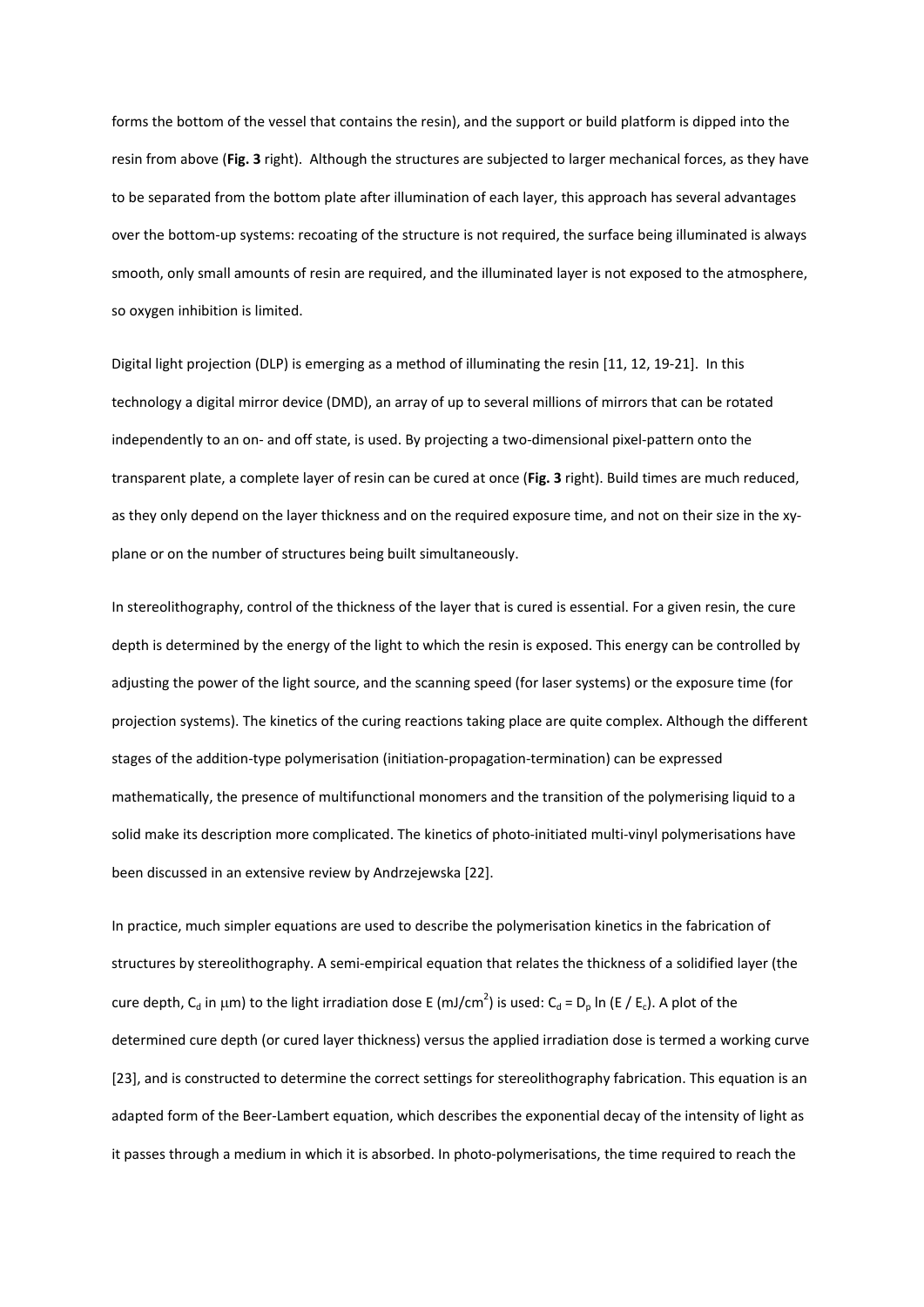forms the bottom of the vessel that contains the resin), and the support or build platform is dipped into the resin from above (**Fig. 3** right). Although the structures are subjected to larger mechanical forces, as they have to be separated from the bottom plate after illumination of each layer, this approach has several advantages over the bottom-up systems: recoating of the structure is not required, the surface being illuminated is always smooth, only small amounts of resin are required, and the illuminated layer is not exposed to the atmosphere, so oxygen inhibition is limited.

Digital light projection (DLP) is emerging as a method of illuminating the resin [11, 12, 19-21]. In this technology a digital mirror device (DMD), an array of up to several millions of mirrors that can be rotated independently to an on- and off state, is used. By projecting a two-dimensional pixel-pattern onto the transparent plate, a complete layer of resin can be cured at once (**Fig. 3** right). Build times are much reduced, as they only depend on the layer thickness and on the required exposure time, and not on their size in the xy-plane or on the number of structures being built simultaneously.

In stereolithography, control of the thickness of the layer that is cured is essential. For a given resin, the cure depth is determined by the energy of the light to which the resin is exposed. This energy can be controlled by adjusting the power of the light source, and the scanning speed (for laser systems) or the exposure time (for projection systems). The kinetics of the curing reactions taking place are quite complex. Although the different stages of the addition-type polymerisation (initiation-propagation-termination) can be expressed mathematically, the presence of multifunctional monomers and the transition of the polymerising liquid to a solid make its description more complicated. The kinetics of photo-initiated multi-vinyl polymerisations have been discussed in an extensive review by Andrzejewska [22].

In practice, much simpler equations are used to describe the polymerisation kinetics in the fabrication of structures by stereolithography. A semi-empirical equation that relates the thickness of a solidified layer (the cure depth, $C_d$ in $\mu$m) to the light irradiation dose E (mJ/cm$^2$) is used: $C_d = D_p \ln (E / E_c)$. A plot of the determined cure depth (or cured layer thickness) versus the applied irradiation dose is termed a working curve [23], and is constructed to determine the correct settings for stereolithography fabrication. This equation is an adapted form of the Beer-Lambert equation, which describes the exponential decay of the intensity of light as it passes through a medium in which it is absorbed. In photo-polymerisations, the time required to reach the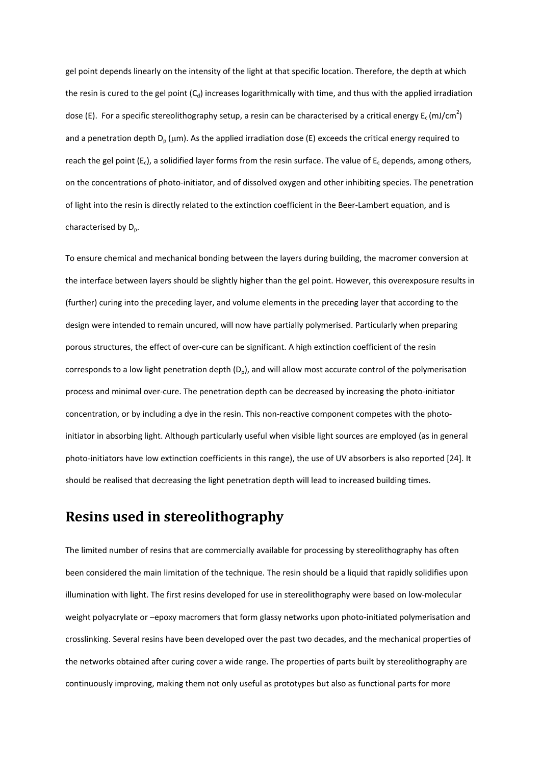gel point depends linearly on the intensity of the light at that specific location. Therefore, the depth at which the resin is cured to the gel point ($C_d$) increases logarithmically with time, and thus with the applied irradiation dose (E). For a specific stereolithography setup, a resin can be characterised by a critical energy $E_c$ (mJ/cm$^2$) and a penetration depth $D_p$ ($\mu$m). As the applied irradiation dose (E) exceeds the critical energy required to reach the gel point ($E_c$), a solidified layer forms from the resin surface. The value of $E_c$ depends, among others, on the concentrations of photo-initiator, and of dissolved oxygen and other inhibiting species. The penetration of light into the resin is directly related to the extinction coefficient in the Beer-Lambert equation, and is characterised by $D_p$.

To ensure chemical and mechanical bonding between the layers during building, the macromer conversion at the interface between layers should be slightly higher than the gel point. However, this overexposure results in (further) curing into the preceding layer, and volume elements in the preceding layer that according to the design were intended to remain uncured, will now have partially polymerised. Particularly when preparing porous structures, the effect of over-cure can be significant. A high extinction coefficient of the resin corresponds to a low light penetration depth ($D_p$), and will allow most accurate control of the polymerisation process and minimal over-cure. The penetration depth can be decreased by increasing the photo-initiator concentration, or by including a dye in the resin. This non-reactive component competes with the photo-initiator in absorbing light. Although particularly useful when visible light sources are employed (as in general photo-initiators have low extinction coefficients in this range), the use of UV absorbers is also reported [24]. It should be realised that decreasing the light penetration depth will lead to increased building times.

## Resins used in stereolithography

The limited number of resins that are commercially available for processing by stereolithography has often been considered the main limitation of the technique. The resin should be a liquid that rapidly solidifies upon illumination with light. The first resins developed for use in stereolithography were based on low-molecular weight polyacrylate or –epoxy macromers that form glassy networks upon photo-initiated polymerisation and crosslinking. Several resins have been developed over the past two decades, and the mechanical properties of the networks obtained after curing cover a wide range. The properties of parts built by stereolithography are continuously improving, making them not only useful as prototypes but also as functional parts for more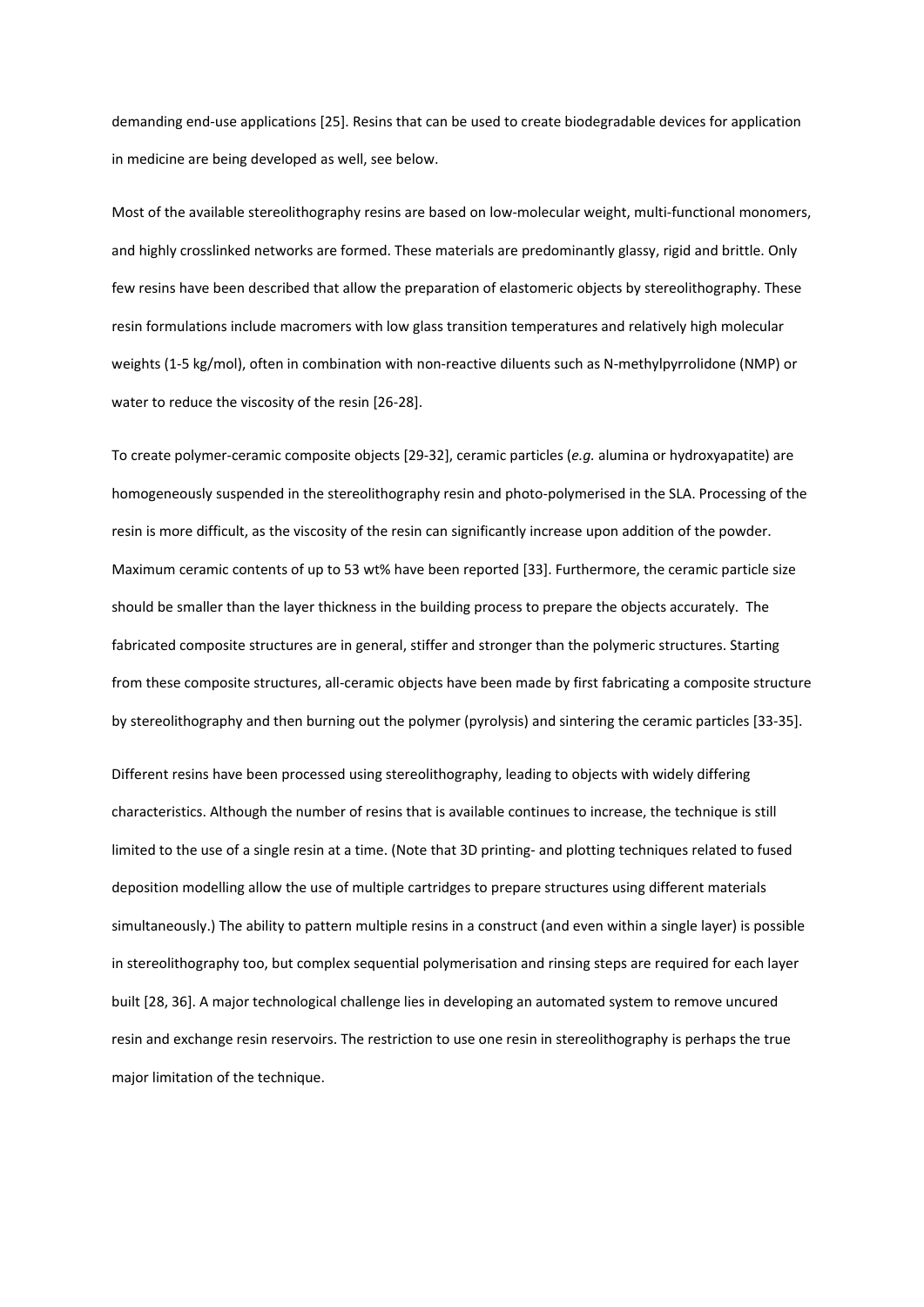demanding end-use applications [25]. Resins that can be used to create biodegradable devices for application in medicine are being developed as well, see below.

Most of the available stereolithography resins are based on low-molecular weight, multi-functional monomers, and highly crosslinked networks are formed. These materials are predominantly glassy, rigid and brittle. Only few resins have been described that allow the preparation of elastomeric objects by stereolithography. These resin formulations include macromers with low glass transition temperatures and relatively high molecular weights (1-5 kg/mol), often in combination with non-reactive diluents such as N-methylpyrrolidone (NMP) or water to reduce the viscosity of the resin [26-28].

To create polymer-ceramic composite objects [29-32], ceramic particles (*e.g.* alumina or hydroxyapatite) are homogeneously suspended in the stereolithography resin and photo-polymerised in the SLA. Processing of the resin is more difficult, as the viscosity of the resin can significantly increase upon addition of the powder. Maximum ceramic contents of up to 53 wt% have been reported [33]. Furthermore, the ceramic particle size should be smaller than the layer thickness in the building process to prepare the objects accurately. The fabricated composite structures are in general, stiffer and stronger than the polymeric structures. Starting from these composite structures, all-ceramic objects have been made by first fabricating a composite structure by stereolithography and then burning out the polymer (pyrolysis) and sintering the ceramic particles [33-35].

Different resins have been processed using stereolithography, leading to objects with widely differing characteristics. Although the number of resins that is available continues to increase, the technique is still limited to the use of a single resin at a time. (Note that 3D printing- and plotting techniques related to fused deposition modelling allow the use of multiple cartridges to prepare structures using different materials simultaneously.) The ability to pattern multiple resins in a construct (and even within a single layer) is possible in stereolithography too, but complex sequential polymerisation and rinsing steps are required for each layer built [28, 36]. A major technological challenge lies in developing an automated system to remove uncured resin and exchange resin reservoirs. The restriction to use one resin in stereolithography is perhaps the true major limitation of the technique.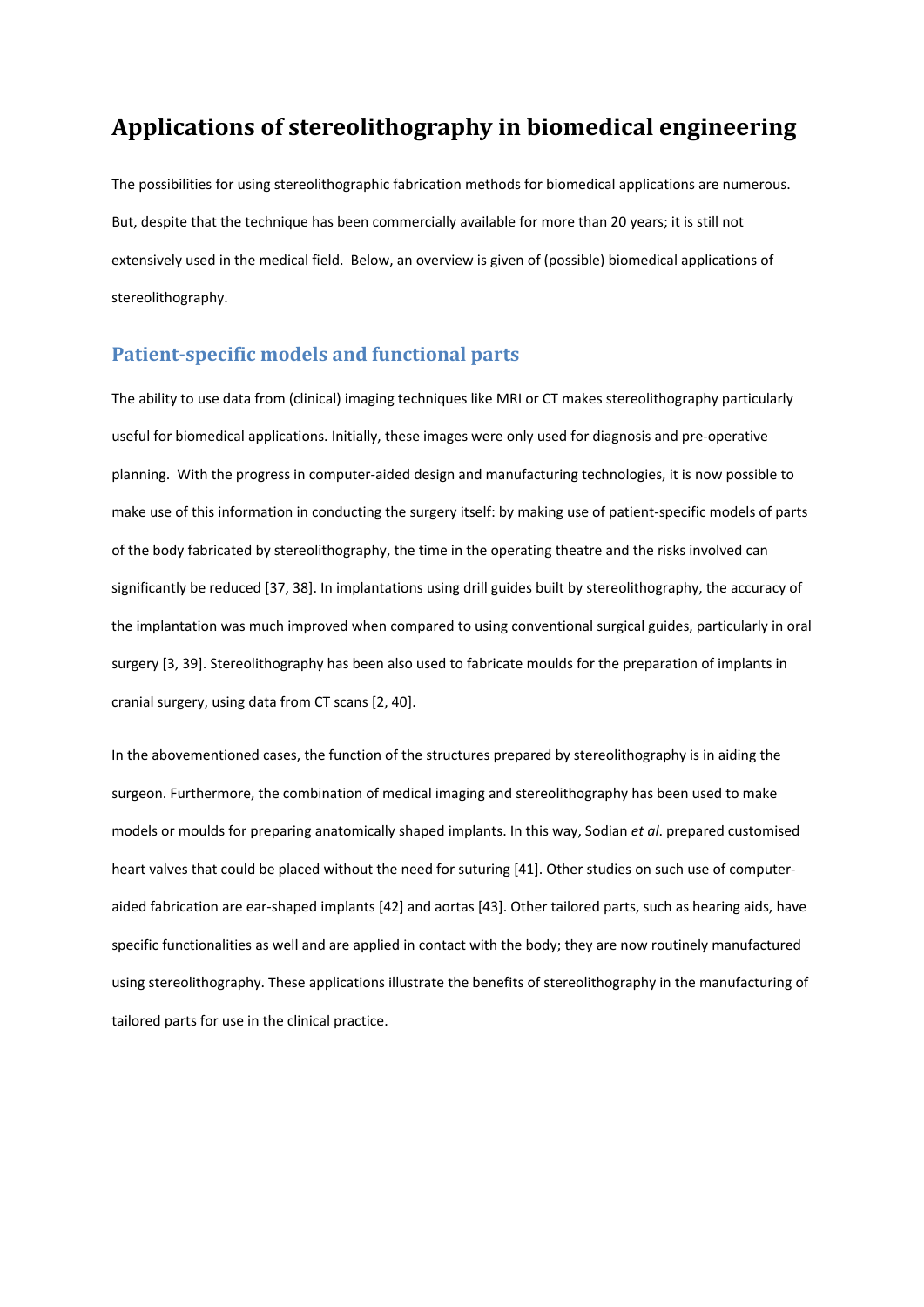# Applications of stereolithography in biomedical engineering

The possibilities for using stereolithographic fabrication methods for biomedical applications are numerous. But, despite that the technique has been commercially available for more than 20 years; it is still not extensively used in the medical field. Below, an overview is given of (possible) biomedical applications of stereolithography.

## Patient-specific models and functional parts

The ability to use data from (clinical) imaging techniques like MRI or CT makes stereolithography particularly useful for biomedical applications. Initially, these images were only used for diagnosis and pre-operative planning. With the progress in computer-aided design and manufacturing technologies, it is now possible to make use of this information in conducting the surgery itself: by making use of patient-specific models of parts of the body fabricated by stereolithography, the time in the operating theatre and the risks involved can significantly be reduced [37, 38]. In implantations using drill guides built by stereolithography, the accuracy of the implantation was much improved when compared to using conventional surgical guides, particularly in oral surgery [3, 39]. Stereolithography has been also used to fabricate moulds for the preparation of implants in cranial surgery, using data from CT scans [2, 40].

In the abovementioned cases, the function of the structures prepared by stereolithography is in aiding the surgeon. Furthermore, the combination of medical imaging and stereolithography has been used to make models or moulds for preparing anatomically shaped implants. In this way, Sodian *et al*. prepared customised heart valves that could be placed without the need for suturing [41]. Other studies on such use of computer-aided fabrication are ear-shaped implants [42] and aortas [43]. Other tailored parts, such as hearing aids, have specific functionalities as well and are applied in contact with the body; they are now routinely manufactured using stereolithography. These applications illustrate the benefits of stereolithography in the manufacturing of tailored parts for use in the clinical practice.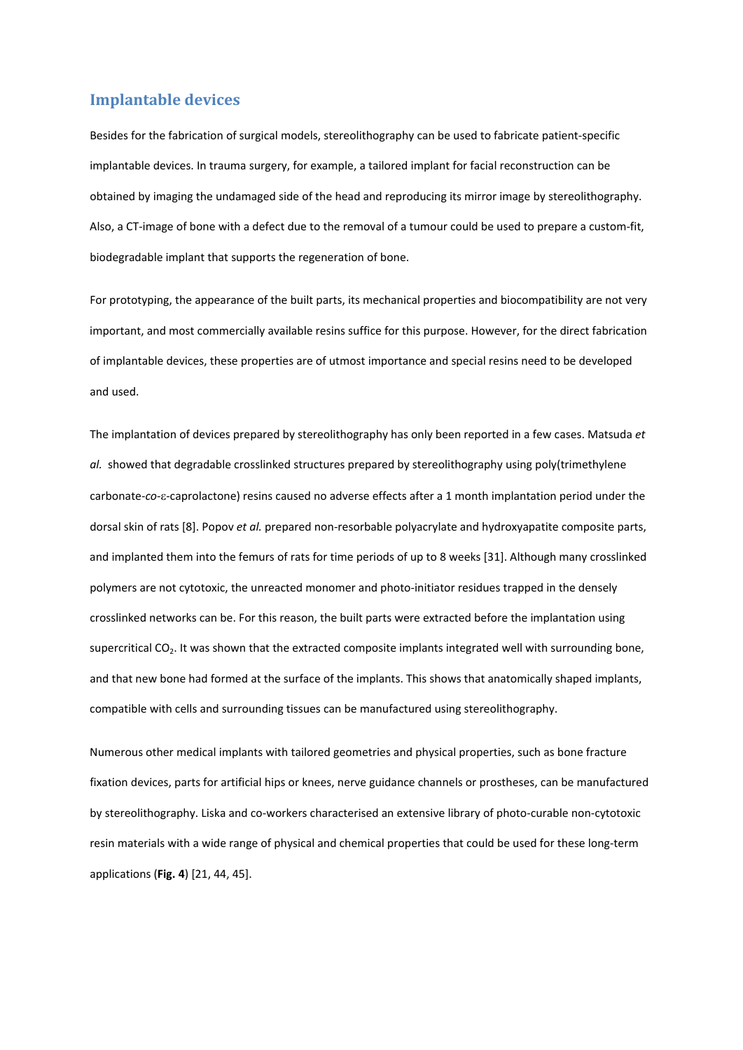## Implantable devices

Besides for the fabrication of surgical models, stereolithography can be used to fabricate patient-specific implantable devices. In trauma surgery, for example, a tailored implant for facial reconstruction can be obtained by imaging the undamaged side of the head and reproducing its mirror image by stereolithography. Also, a CT-image of bone with a defect due to the removal of a tumour could be used to prepare a custom-fit, biodegradable implant that supports the regeneration of bone.

For prototyping, the appearance of the built parts, its mechanical properties and biocompatibility are not very important, and most commercially available resins suffice for this purpose. However, for the direct fabrication of implantable devices, these properties are of utmost importance and special resins need to be developed and used.

The implantation of devices prepared by stereolithography has only been reported in a few cases. Matsuda *et al.* showed that degradable crosslinked structures prepared by stereolithography using poly(trimethylene carbonate-*co*-ε-caprolactone) resins caused no adverse effects after a 1 month implantation period under the dorsal skin of rats [8]. Popov *et al.* prepared non-resorbable polyacrylate and hydroxyapatite composite parts, and implanted them into the femurs of rats for time periods of up to 8 weeks [31]. Although many crosslinked polymers are not cytotoxic, the unreacted monomer and photo-initiator residues trapped in the densely crosslinked networks can be. For this reason, the built parts were extracted before the implantation using supercritical $CO_2$. It was shown that the extracted composite implants integrated well with surrounding bone, and that new bone had formed at the surface of the implants. This shows that anatomically shaped implants, compatible with cells and surrounding tissues can be manufactured using stereolithography.

Numerous other medical implants with tailored geometries and physical properties, such as bone fracture fixation devices, parts for artificial hips or knees, nerve guidance channels or prostheses, can be manufactured by stereolithography. Liska and co-workers characterised an extensive library of photo-curable non-cytotoxic resin materials with a wide range of physical and chemical properties that could be used for these long-term applications (**Fig. 4**) [21, 44, 45].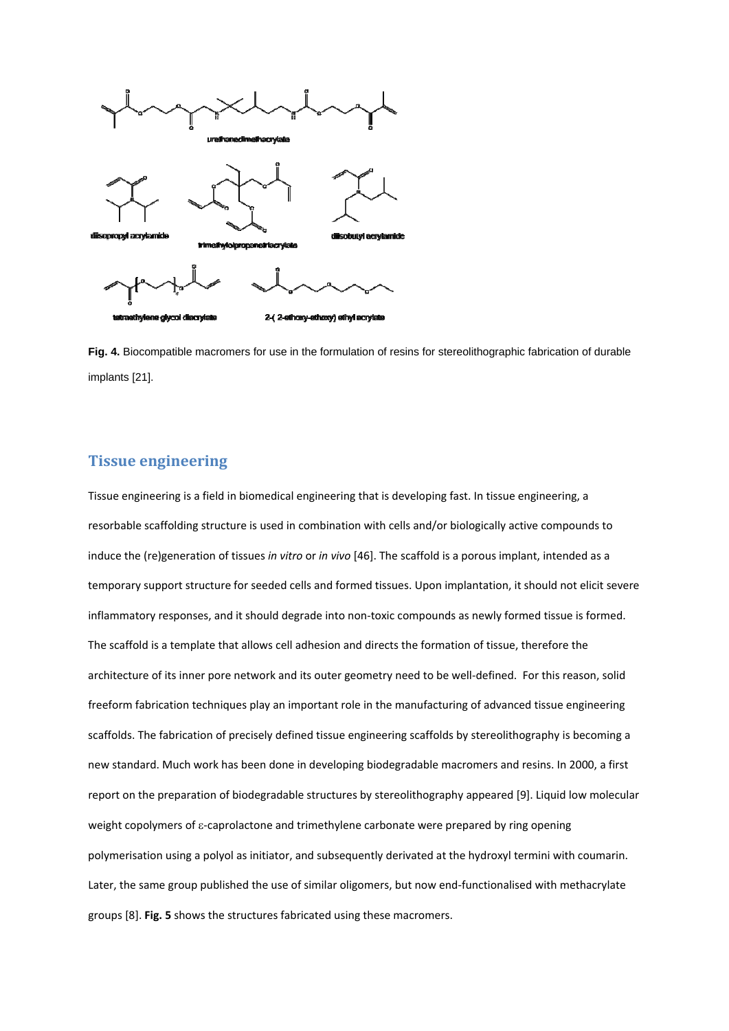**Fig. 4.** Biocompatible macromers for use in the formulation of resins for stereolithographic fabrication of durable implants [21].

## Tissue engineering

Tissue engineering is a field in biomedical engineering that is developing fast. In tissue engineering, a resorbable scaffolding structure is used in combination with cells and/or biologically active compounds to induce the (re)generation of tissues *in vitro* or *in vivo* [46]. The scaffold is a porous implant, intended as a temporary support structure for seeded cells and formed tissues. Upon implantation, it should not elicit severe inflammatory responses, and it should degrade into non-toxic compounds as newly formed tissue is formed. The scaffold is a template that allows cell adhesion and directs the formation of tissue, therefore the architecture of its inner pore network and its outer geometry need to be well-defined. For this reason, solid freeform fabrication techniques play an important role in the manufacturing of advanced tissue engineering scaffolds. The fabrication of precisely defined tissue engineering scaffolds by stereolithography is becoming a new standard. Much work has been done in developing biodegradable macromers and resins. In 2000, a first report on the preparation of biodegradable structures by stereolithography appeared [9]. Liquid low molecular weight copolymers of ε-caprolactone and trimethylene carbonate were prepared by ring opening polymerisation using a polyol as initiator, and subsequently derivated at the hydroxyl termini with coumarin. Later, the same group published the use of similar oligomers, but now end-functionalised with methacrylate groups [8]. **Fig. 5** shows the structures fabricated using these macromers.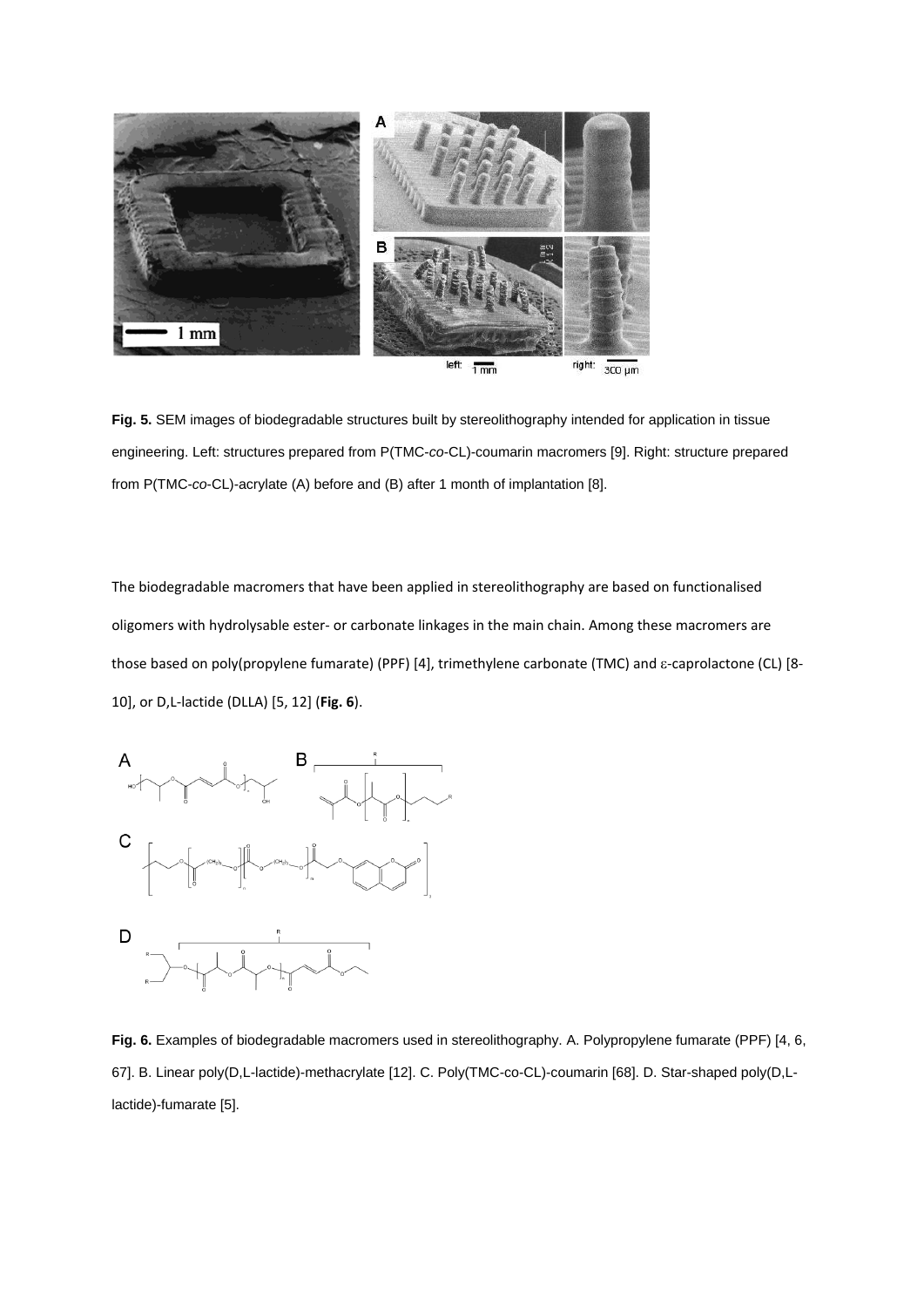**Fig. 5.** SEM images of biodegradable structures built by stereolithography intended for application in tissue engineering. Left: structures prepared from P(TMC-*co*-CL)-coumarin macromers [9]. Right: structure prepared from P(TMC-*co*-CL)-acrylate (A) before and (B) after 1 month of implantation [8].

The biodegradable macromers that have been applied in stereolithography are based on functionalised oligomers with hydrolysable ester- or carbonate linkages in the main chain. Among these macromers are those based on poly(propylene fumarate) (PPF) [4], trimethylene carbonate (TMC) and ε-caprolactone (CL) [8-10], or D,L-lactide (DLLA) [5, 12] (**Fig. 6**).

**Fig. 6.** Examples of biodegradable macromers used in stereolithography. A. Polypropylene fumarate (PPF) [4, 6, 67]. B. Linear poly(D,L-lactide)-methacrylate [12]. C. Poly(TMC-co-CL)-coumarin [68]. D. Star-shaped poly(D,L-lactide)-fumarate [5].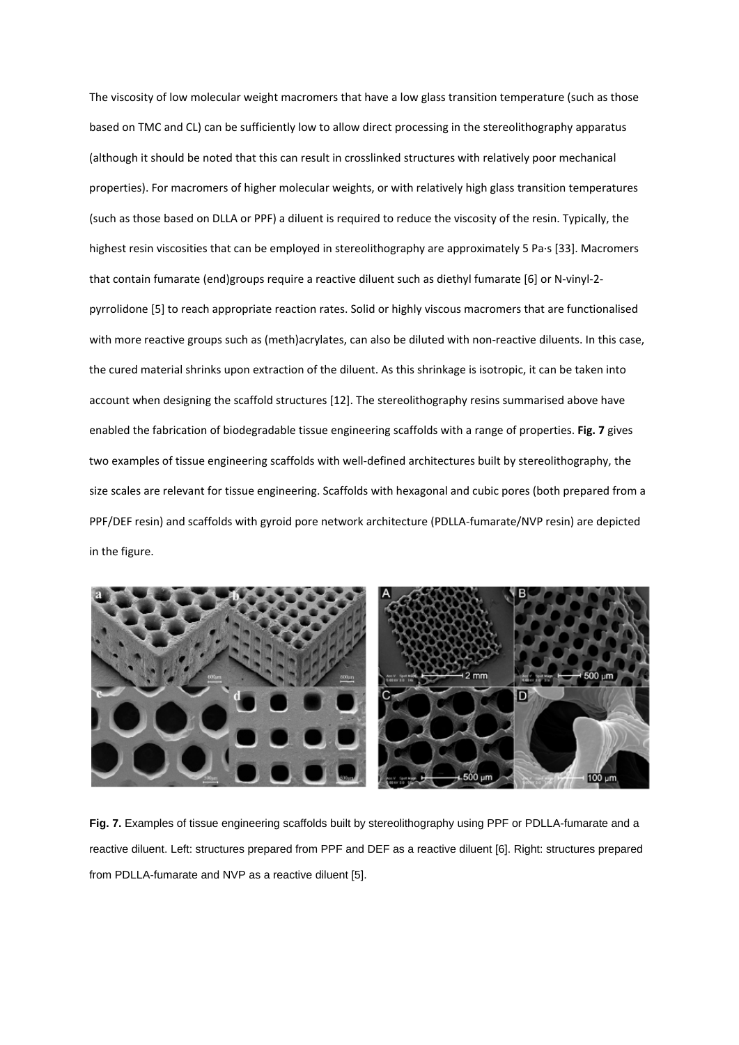The viscosity of low molecular weight macromers that have a low glass transition temperature (such as those based on TMC and CL) can be sufficiently low to allow direct processing in the stereolithography apparatus (although it should be noted that this can result in crosslinked structures with relatively poor mechanical properties). For macromers of higher molecular weights, or with relatively high glass transition temperatures (such as those based on DLLA or PPF) a diluent is required to reduce the viscosity of the resin. Typically, the highest resin viscosities that can be employed in stereolithography are approximately 5 Pa·s [33]. Macromers that contain fumarate (end)groups require a reactive diluent such as diethyl fumarate [6] or N-vinyl-2-pyrrolidone [5] to reach appropriate reaction rates. Solid or highly viscous macromers that are functionalised with more reactive groups such as (meth)acrylates, can also be diluted with non-reactive diluents. In this case, the cured material shrinks upon extraction of the diluent. As this shrinkage is isotropic, it can be taken into account when designing the scaffold structures [12]. The stereolithography resins summarised above have enabled the fabrication of biodegradable tissue engineering scaffolds with a range of properties. **Fig. 7** gives two examples of tissue engineering scaffolds with well-defined architectures built by stereolithography, the size scales are relevant for tissue engineering. Scaffolds with hexagonal and cubic pores (both prepared from a PPF/DEF resin) and scaffolds with gyroid pore network architecture (PDLLA-fumarate/NVP resin) are depicted in the figure.

**Fig. 7.** Examples of tissue engineering scaffolds built by stereolithography using PPF or PDLLA-fumarate and a reactive diluent. Left: structures prepared from PPF and DEF as a reactive diluent [6]. Right: structures prepared from PDLLA-fumarate and NVP as a reactive diluent [5].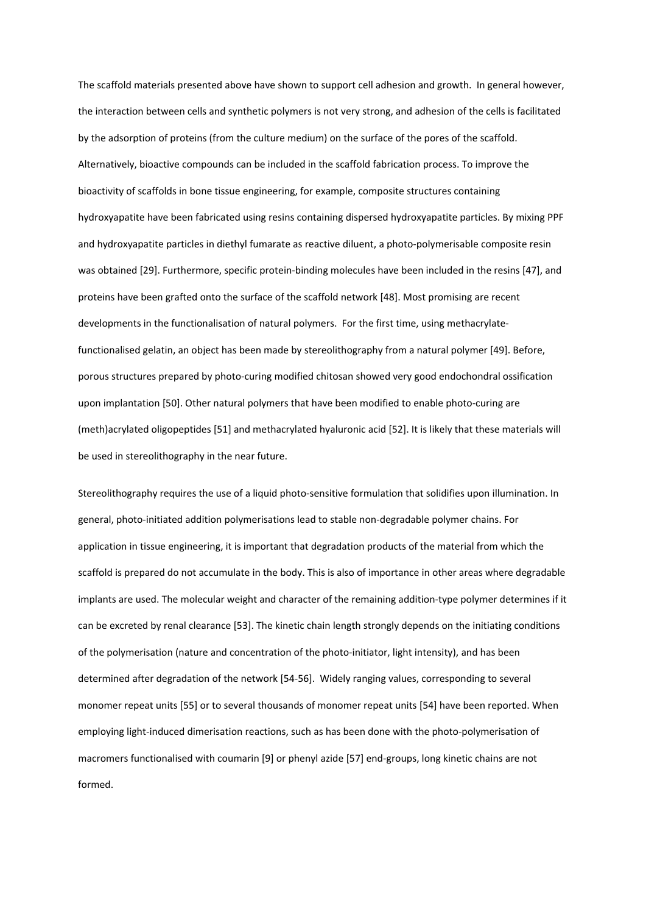The scaffold materials presented above have shown to support cell adhesion and growth. In general however, the interaction between cells and synthetic polymers is not very strong, and adhesion of the cells is facilitated by the adsorption of proteins (from the culture medium) on the surface of the pores of the scaffold. Alternatively, bioactive compounds can be included in the scaffold fabrication process. To improve the bioactivity of scaffolds in bone tissue engineering, for example, composite structures containing hydroxyapatite have been fabricated using resins containing dispersed hydroxyapatite particles. By mixing PPF and hydroxyapatite particles in diethyl fumarate as reactive diluent, a photo-polymerisable composite resin was obtained [29]. Furthermore, specific protein-binding molecules have been included in the resins [47], and proteins have been grafted onto the surface of the scaffold network [48]. Most promising are recent developments in the functionalisation of natural polymers. For the first time, using methacrylate-functionalised gelatin, an object has been made by stereolithography from a natural polymer [49]. Before, porous structures prepared by photo-curing modified chitosan showed very good endochondral ossification upon implantation [50]. Other natural polymers that have been modified to enable photo-curing are (meth)acrylated oligopeptides [51] and methacrylated hyaluronic acid [52]. It is likely that these materials will be used in stereolithography in the near future.

Stereolithography requires the use of a liquid photo-sensitive formulation that solidifies upon illumination. In general, photo-initiated addition polymerisations lead to stable non-degradable polymer chains. For application in tissue engineering, it is important that degradation products of the material from which the scaffold is prepared do not accumulate in the body. This is also of importance in other areas where degradable implants are used. The molecular weight and character of the remaining addition-type polymer determines if it can be excreted by renal clearance [53]. The kinetic chain length strongly depends on the initiating conditions of the polymerisation (nature and concentration of the photo-initiator, light intensity), and has been determined after degradation of the network [54-56]. Widely ranging values, corresponding to several monomer repeat units [55] or to several thousands of monomer repeat units [54] have been reported. When employing light-induced dimerisation reactions, such as has been done with the photo-polymerisation of macromers functionalised with coumarin [9] or phenyl azide [57] end-groups, long kinetic chains are not formed.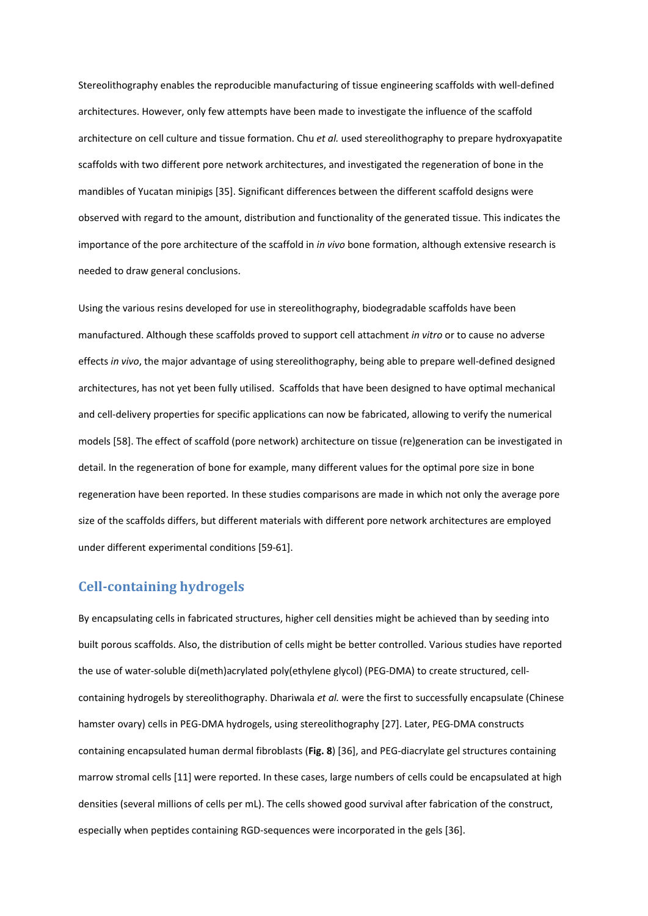Stereolithography enables the reproducible manufacturing of tissue engineering scaffolds with well-defined architectures. However, only few attempts have been made to investigate the influence of the scaffold architecture on cell culture and tissue formation. Chu *et al.* used stereolithography to prepare hydroxyapatite scaffolds with two different pore network architectures, and investigated the regeneration of bone in the mandibles of Yucatan minipigs [35]. Significant differences between the different scaffold designs were observed with regard to the amount, distribution and functionality of the generated tissue. This indicates the importance of the pore architecture of the scaffold in *in vivo* bone formation, although extensive research is needed to draw general conclusions.

Using the various resins developed for use in stereolithography, biodegradable scaffolds have been manufactured. Although these scaffolds proved to support cell attachment *in vitro* or to cause no adverse effects *in vivo*, the major advantage of using stereolithography, being able to prepare well-defined designed architectures, has not yet been fully utilised. Scaffolds that have been designed to have optimal mechanical and cell-delivery properties for specific applications can now be fabricated, allowing to verify the numerical models [58]. The effect of scaffold (pore network) architecture on tissue (re)generation can be investigated in detail. In the regeneration of bone for example, many different values for the optimal pore size in bone regeneration have been reported. In these studies comparisons are made in which not only the average pore size of the scaffolds differs, but different materials with different pore network architectures are employed under different experimental conditions [59-61].

## Cell-containing hydrogels

By encapsulating cells in fabricated structures, higher cell densities might be achieved than by seeding into built porous scaffolds. Also, the distribution of cells might be better controlled. Various studies have reported the use of water-soluble di(meth)acrylated poly(ethylene glycol) (PEG-DMA) to create structured, cell-containing hydrogels by stereolithography. Dhariwala *et al.* were the first to successfully encapsulate (Chinese hamster ovary) cells in PEG-DMA hydrogels, using stereolithography [27]. Later, PEG-DMA constructs containing encapsulated human dermal fibroblasts (**Fig. 8**) [36], and PEG-diacrylate gel structures containing marrow stromal cells [11] were reported. In these cases, large numbers of cells could be encapsulated at high densities (several millions of cells per mL). The cells showed good survival after fabrication of the construct, especially when peptides containing RGD-sequences were incorporated in the gels [36].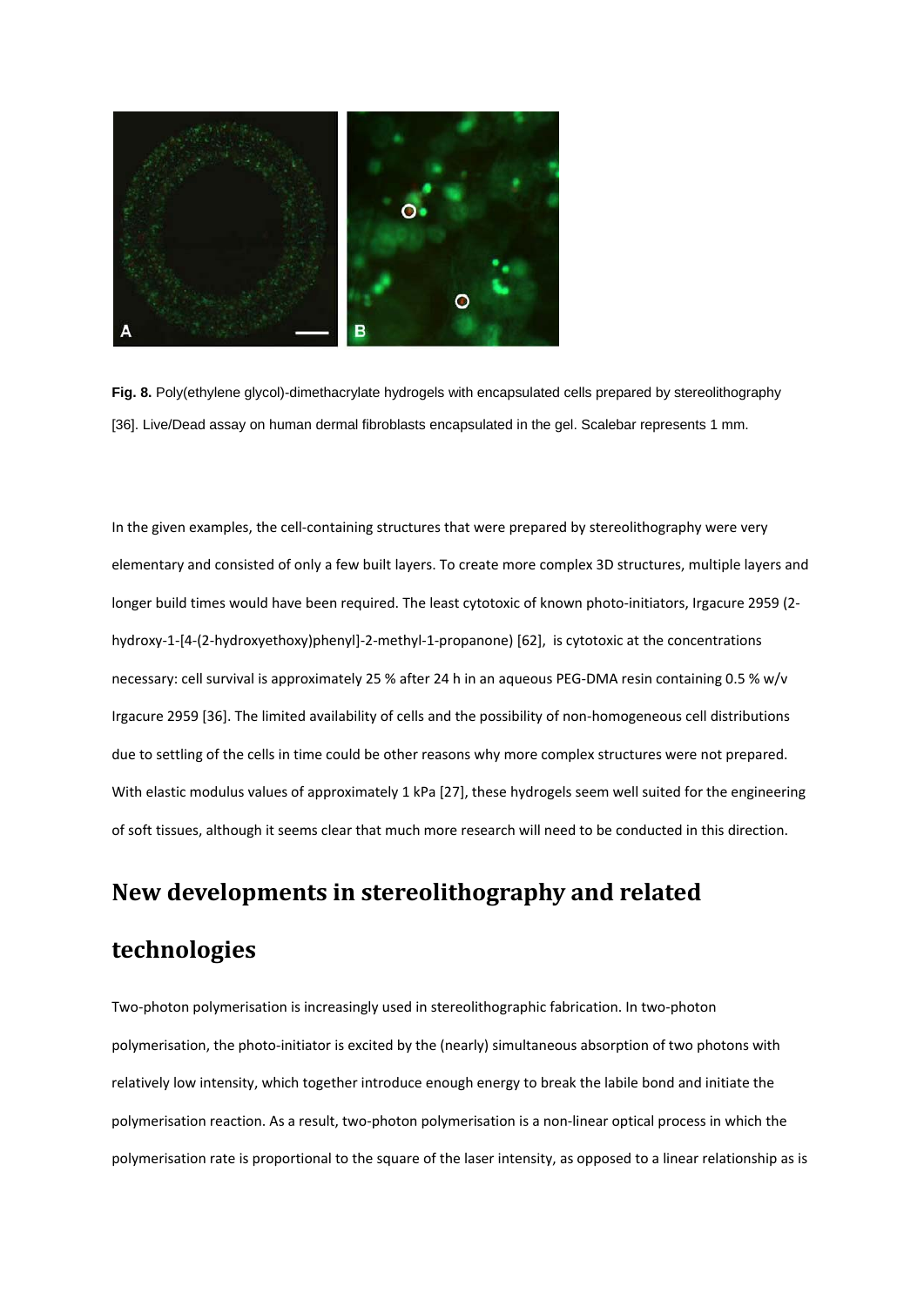**Fig. 8.** Poly(ethylene glycol)-dimethacrylate hydrogels with encapsulated cells prepared by stereolithography [36]. Live/Dead assay on human dermal fibroblasts encapsulated in the gel. Scalebar represents 1 mm.

In the given examples, the cell-containing structures that were prepared by stereolithography were very elementary and consisted of only a few built layers. To create more complex 3D structures, multiple layers and longer build times would have been required. The least cytotoxic of known photo-initiators, Irgacure 2959 (2-hydroxy-1-[4-(2-hydroxyethoxy)phenyl]-2-methyl-1-propanone) [62], is cytotoxic at the concentrations necessary: cell survival is approximately 25 % after 24 h in an aqueous PEG-DMA resin containing 0.5 % w/v Irgacure 2959 [36]. The limited availability of cells and the possibility of non-homogeneous cell distributions due to settling of the cells in time could be other reasons why more complex structures were not prepared. With elastic modulus values of approximately 1 kPa [27], these hydrogels seem well suited for the engineering of soft tissues, although it seems clear that much more research will need to be conducted in this direction.

## New developments in stereolithography and related technologies

Two-photon polymerisation is increasingly used in stereolithographic fabrication. In two-photon polymerisation, the photo-initiator is excited by the (nearly) simultaneous absorption of two photons with relatively low intensity, which together introduce enough energy to break the labile bond and initiate the polymerisation reaction. As a result, two-photon polymerisation is a non-linear optical process in which the polymerisation rate is proportional to the square of the laser intensity, as opposed to a linear relationship as is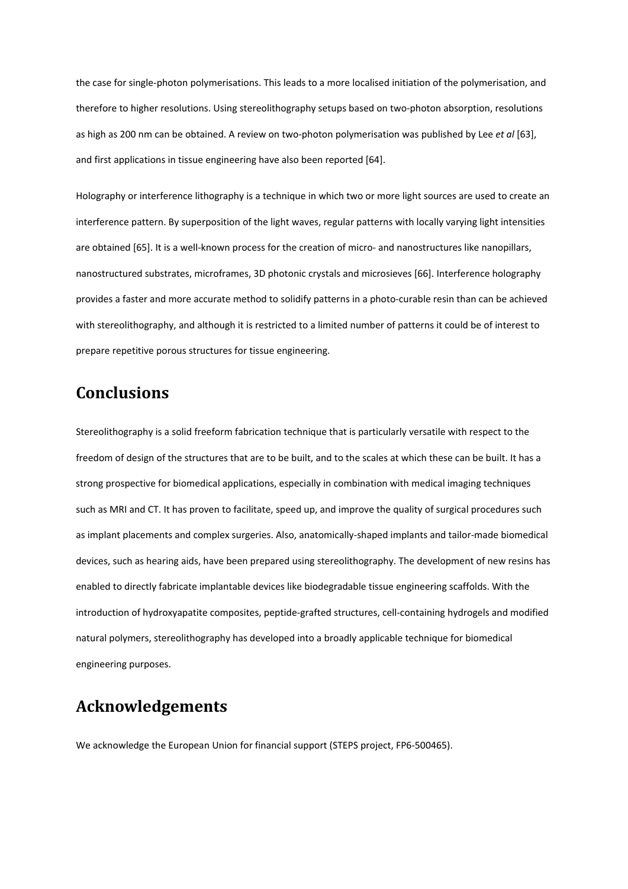the case for single-photon polymerisations. This leads to a more localised initiation of the polymerisation, and therefore to higher resolutions. Using stereolithography setups based on two-photon absorption, resolutions as high as 200 nm can be obtained. A review on two-photon polymerisation was published by Lee *et al* [63], and first applications in tissue engineering have also been reported [64].

Holography or interference lithography is a technique in which two or more light sources are used to create an interference pattern. By superposition of the light waves, regular patterns with locally varying light intensities are obtained [65]. It is a well-known process for the creation of micro- and nanostructures like nanopillars, nanostructured substrates, microframes, 3D photonic crystals and microsieves [66]. Interference holography provides a faster and more accurate method to solidify patterns in a photo-curable resin than can be achieved with stereolithography, and although it is restricted to a limited number of patterns it could be of interest to prepare repetitive porous structures for tissue engineering.

# Conclusions

Stereolithography is a solid freeform fabrication technique that is particularly versatile with respect to the freedom of design of the structures that are to be built, and to the scales at which these can be built. It has a strong prospective for biomedical applications, especially in combination with medical imaging techniques such as MRI and CT. It has proven to facilitate, speed up, and improve the quality of surgical procedures such as implant placements and complex surgeries. Also, anatomically-shaped implants and tailor-made biomedical devices, such as hearing aids, have been prepared using stereolithography. The development of new resins has enabled to directly fabricate implantable devices like biodegradable tissue engineering scaffolds. With the introduction of hydroxyapatite composites, peptide-grafted structures, cell-containing hydrogels and modified natural polymers, stereolithography has developed into a broadly applicable technique for biomedical engineering purposes.

# Acknowledgements

We acknowledge the European Union for financial support (STEPS project, FP6-500465).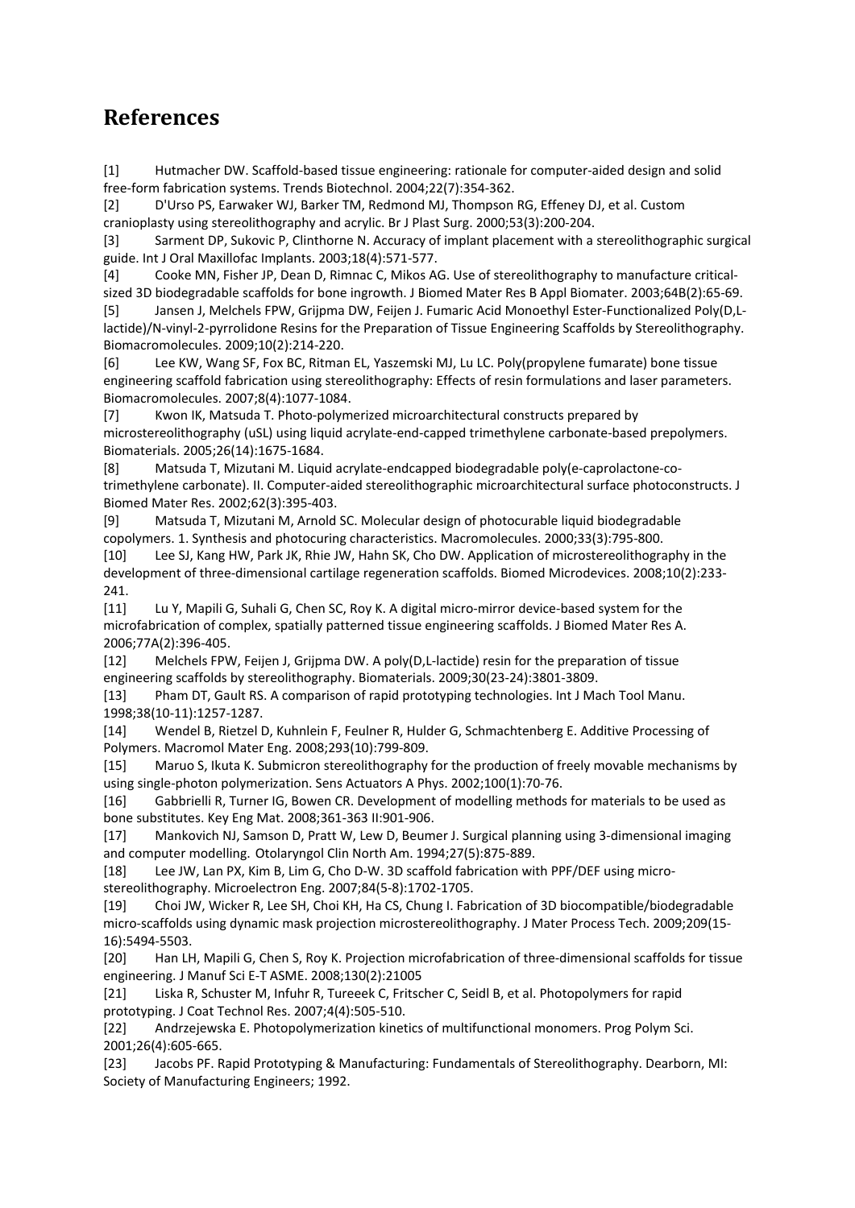## References

[1] Hutmacher DW. Scaffold-based tissue engineering: rationale for computer-aided design and solid free-form fabrication systems. Trends Biotechnol. 2004;22(7):354-362.

[2] D'Urso PS, Earwaker WJ, Barker TM, Redmond MJ, Thompson RG, Effeney DJ, et al. Custom cranioplasty using stereolithography and acrylic. Br J Plast Surg. 2000;53(3):200-204.

[3] Sarment DP, Sukovic P, Clinthorne N. Accuracy of implant placement with a stereolithographic surgical guide. Int J Oral Maxillofac Implants. 2003;18(4):571-577.

[4] Cooke MN, Fisher JP, Dean D, Rimnac C, Mikos AG. Use of stereolithography to manufacture critical-sized 3D biodegradable scaffolds for bone ingrowth. J Biomed Mater Res B Appl Biomater. 2003;64B(2):65-69.

[5] Jansen J, Melchels FPW, Grijpma DW, Feijen J. Fumaric Acid Monoethyl Ester-Functionalized Poly(D,L-lactide)/N-vinyl-2-pyrrolidone Resins for the Preparation of Tissue Engineering Scaffolds by Stereolithography. Biomacromolecules. 2009;10(2):214-220.

[6] Lee KW, Wang SF, Fox BC, Ritman EL, Yaszemski MJ, Lu LC. Poly(propylene fumarate) bone tissue engineering scaffold fabrication using stereolithography: Effects of resin formulations and laser parameters. Biomacromolecules. 2007;8(4):1077-1084.

[7] Kwon IK, Matsuda T. Photo-polymerized microarchitectural constructs prepared by microstereolithography (uSL) using liquid acrylate-end-capped trimethylene carbonate-based prepolymers. Biomaterials. 2005;26(14):1675-1684.

[8] Matsuda T, Mizutani M. Liquid acrylate-endcapped biodegradable poly(e-caprolactone-co-trimethylene carbonate). II. Computer-aided stereolithographic microarchitectural surface photoconstructs. J Biomed Mater Res. 2002;62(3):395-403.

[9] Matsuda T, Mizutani M, Arnold SC. Molecular design of photocurable liquid biodegradable copolymers. 1. Synthesis and photocuring characteristics. Macromolecules. 2000;33(3):795-800.

[10] Lee SJ, Kang HW, Park JK, Rhie JW, Hahn SK, Cho DW. Application of microstereolithography in the development of three-dimensional cartilage regeneration scaffolds. Biomed Microdevices. 2008;10(2):233-241.

[11] Lu Y, Mapili G, Suhali G, Chen SC, Roy K. A digital micro-mirror device-based system for the microfabrication of complex, spatially patterned tissue engineering scaffolds. J Biomed Mater Res A. 2006;77A(2):396-405.

[12] Melchels FPW, Feijen J, Grijpma DW. A poly(D,L-lactide) resin for the preparation of tissue engineering scaffolds by stereolithography. Biomaterials. 2009;30(23-24):3801-3809.

[13] Pham DT, Gault RS. A comparison of rapid prototyping technologies. Int J Mach Tool Manu. 1998;38(10-11):1257-1287.

[14] Wendel B, Rietzel D, Kuhnlein F, Feulner R, Hulder G, Schmachtenberg E. Additive Processing of Polymers. Macromol Mater Eng. 2008;293(10):799-809.

[15] Maruo S, Ikuta K. Submicron stereolithography for the production of freely movable mechanisms by using single-photon polymerization. Sens Actuators A Phys. 2002;100(1):70-76.

[16] Gabbrielli R, Turner IG, Bowen CR. Development of modelling methods for materials to be used as bone substitutes. Key Eng Mat. 2008;361-363 II:901-906.

[17] Mankovich NJ, Samson D, Pratt W, Lew D, Beumer J. Surgical planning using 3-dimensional imaging and computer modelling. Otolaryngol Clin North Am. 1994;27(5):875-889.

[18] Lee JW, Lan PX, Kim B, Lim G, Cho D-W. 3D scaffold fabrication with PPF/DEF using micro-stereolithography. Microelectron Eng. 2007;84(5-8):1702-1705.

[19] Choi JW, Wicker R, Lee SH, Choi KH, Ha CS, Chung I. Fabrication of 3D biocompatible/biodegradable micro-scaffolds using dynamic mask projection microstereolithography. J Mater Process Tech. 2009;209(15-16):5494-5503.

[20] Han LH, Mapili G, Chen S, Roy K. Projection microfabrication of three-dimensional scaffolds for tissue engineering. J Manuf Sci E-T ASME. 2008;130(2):21005

[21] Liska R, Schuster M, Infuhr R, Tureeek C, Fritscher C, Seidl B, et al. Photopolymers for rapid prototyping. J Coat Technol Res. 2007;4(4):505-510.

[22] Andrzejewska E. Photopolymerization kinetics of multifunctional monomers. Prog Polym Sci. 2001;26(4):605-665.

[23] Jacobs PF. Rapid Prototyping & Manufacturing: Fundamentals of Stereolithography. Dearborn, MI: Society of Manufacturing Engineers; 1992.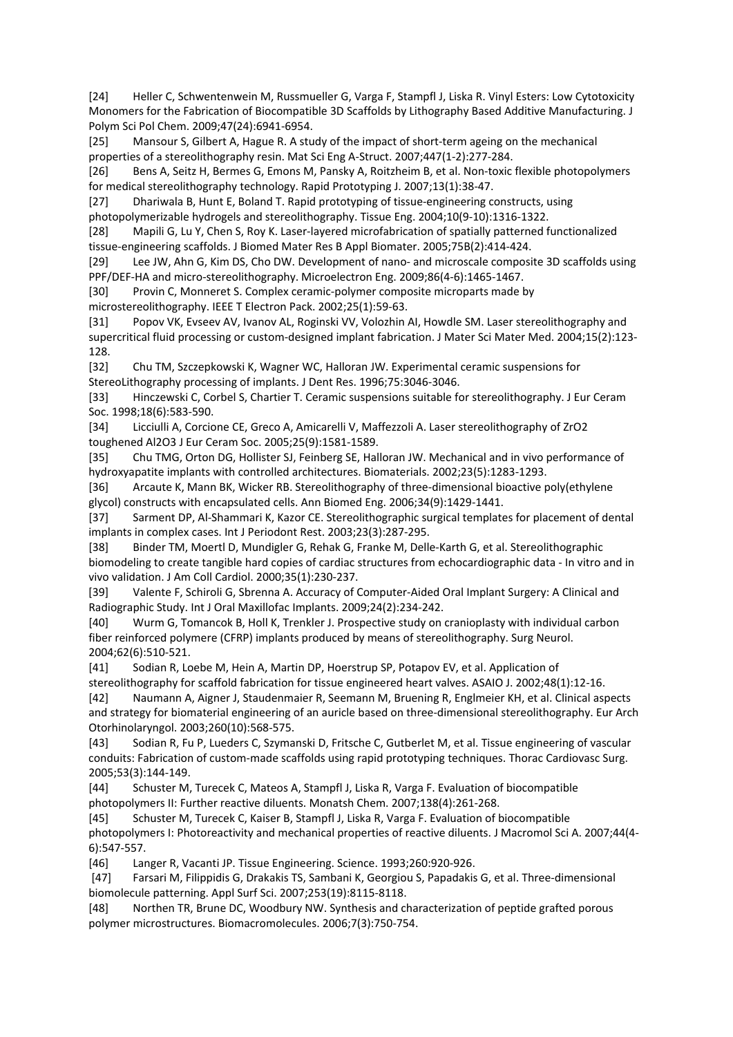[24] Heller C, Schwentenwein M, Russmueller G, Varga F, Stampfl J, Liska R. Vinyl Esters: Low Cytotoxicity Monomers for the Fabrication of Biocompatible 3D Scaffolds by Lithography Based Additive Manufacturing. J Polym Sci Pol Chem. 2009;47(24):6941-6954.

[25] Mansour S, Gilbert A, Hague R. A study of the impact of short-term ageing on the mechanical properties of a stereolithography resin. Mat Sci Eng A-Struct. 2007;447(1-2):277-284.

[26] Bens A, Seitz H, Bermes G, Emons M, Pansky A, Roitzheim B, et al. Non-toxic flexible photopolymers for medical stereolithography technology. Rapid Prototyping J. 2007;13(1):38-47.

[27] Dhariwala B, Hunt E, Boland T. Rapid prototyping of tissue-engineering constructs, using photopolymerizable hydrogels and stereolithography. Tissue Eng. 2004;10(9-10):1316-1322.

[28] Mapili G, Lu Y, Chen S, Roy K. Laser-layered microfabrication of spatially patterned functionalized tissue-engineering scaffolds. J Biomed Mater Res B Appl Biomater. 2005;75B(2):414-424.

[29] Lee JW, Ahn G, Kim DS, Cho DW. Development of nano- and microscale composite 3D scaffolds using PPF/DEF-HA and micro-stereolithography. Microelectron Eng. 2009;86(4-6):1465-1467.

[30] Provin C, Monneret S. Complex ceramic-polymer composite microparts made by microstereolithography. IEEE T Electron Pack. 2002;25(1):59-63.

[31] Popov VK, Evseev AV, Ivanov AL, Roginski VV, Volozhin AI, Howdle SM. Laser stereolithography and supercritical fluid processing or custom-designed implant fabrication. J Mater Sci Mater Med. 2004;15(2):123-128.

[32] Chu TM, Szczepkowski K, Wagner WC, Halloran JW. Experimental ceramic suspensions for StereoLithography processing of implants. J Dent Res. 1996;75:3046-3046.

[33] Hinczewski C, Corbel S, Chartier T. Ceramic suspensions suitable for stereolithography. J Eur Ceram Soc. 1998;18(6):583-590.

[34] Licciulli A, Corcione CE, Greco A, Amicarelli V, Maffezzoli A. Laser stereolithography of ZrO2 toughened Al2O3 J Eur Ceram Soc. 2005;25(9):1581-1589.

[35] Chu TMG, Orton DG, Hollister SJ, Feinberg SE, Halloran JW. Mechanical and in vivo performance of hydroxyapatite implants with controlled architectures. Biomaterials. 2002;23(5):1283-1293.

[36] Arcaute K, Mann BK, Wicker RB. Stereolithography of three-dimensional bioactive poly(ethylene glycol) constructs with encapsulated cells. Ann Biomed Eng. 2006;34(9):1429-1441.

[37] Sarment DP, Al-Shammari K, Kazor CE. Stereolithographic surgical templates for placement of dental implants in complex cases. Int J Periodont Rest. 2003;23(3):287-295.

[38] Binder TM, Moertl D, Mundigler G, Rehak G, Franke M, Delle-Karth G, et al. Stereolithographic biomodeling to create tangible hard copies of cardiac structures from echocardiographic data - In vitro and in vivo validation. J Am Coll Cardiol. 2000;35(1):230-237.

[39] Valente F, Schiroli G, Sbrenna A. Accuracy of Computer-Aided Oral Implant Surgery: A Clinical and Radiographic Study. Int J Oral Maxillofac Implants. 2009;24(2):234-242.

[40] Wurm G, Tomancok B, Holl K, Trenkler J. Prospective study on cranioplasty with individual carbon fiber reinforced polymere (CFRP) implants produced by means of stereolithography. Surg Neurol. 2004;62(6):510-521.

[41] Sodian R, Loebe M, Hein A, Martin DP, Hoerstrup SP, Potapov EV, et al. Application of stereolithography for scaffold fabrication for tissue engineered heart valves. ASAIO J. 2002;48(1):12-16.

[42] Naumann A, Aigner J, Staudenmaier R, Seemann M, Bruening R, Englmeier KH, et al. Clinical aspects and strategy for biomaterial engineering of an auricle based on three-dimensional stereolithography. Eur Arch Otorhinolaryngol. 2003;260(10):568-575.

[43] Sodian R, Fu P, Lueders C, Szymanski D, Fritsche C, Gutberlet M, et al. Tissue engineering of vascular conduits: Fabrication of custom-made scaffolds using rapid prototyping techniques. Thorac Cardiovasc Surg. 2005;53(3):144-149.

[44] Schuster M, Turecek C, Mateos A, Stampfl J, Liska R, Varga F. Evaluation of biocompatible photopolymers II: Further reactive diluents. Monatsh Chem. 2007;138(4):261-268.

[45] Schuster M, Turecek C, Kaiser B, Stampfl J, Liska R, Varga F. Evaluation of biocompatible photopolymers I: Photoreactivity and mechanical properties of reactive diluents. J Macromol Sci A. 2007;44(4-6):547-557.

[46] Langer R, Vacanti JP. Tissue Engineering. Science. 1993;260:920-926.

[47] Farsari M, Filippidis G, Drakakis TS, Sambani K, Georgiou S, Papadakis G, et al. Three-dimensional biomolecule patterning. Appl Surf Sci. 2007;253(19):8115-8118.

[48] Northen TR, Brune DC, Woodbury NW. Synthesis and characterization of peptide grafted porous polymer microstructures. Biomacromolecules. 2006;7(3):750-754.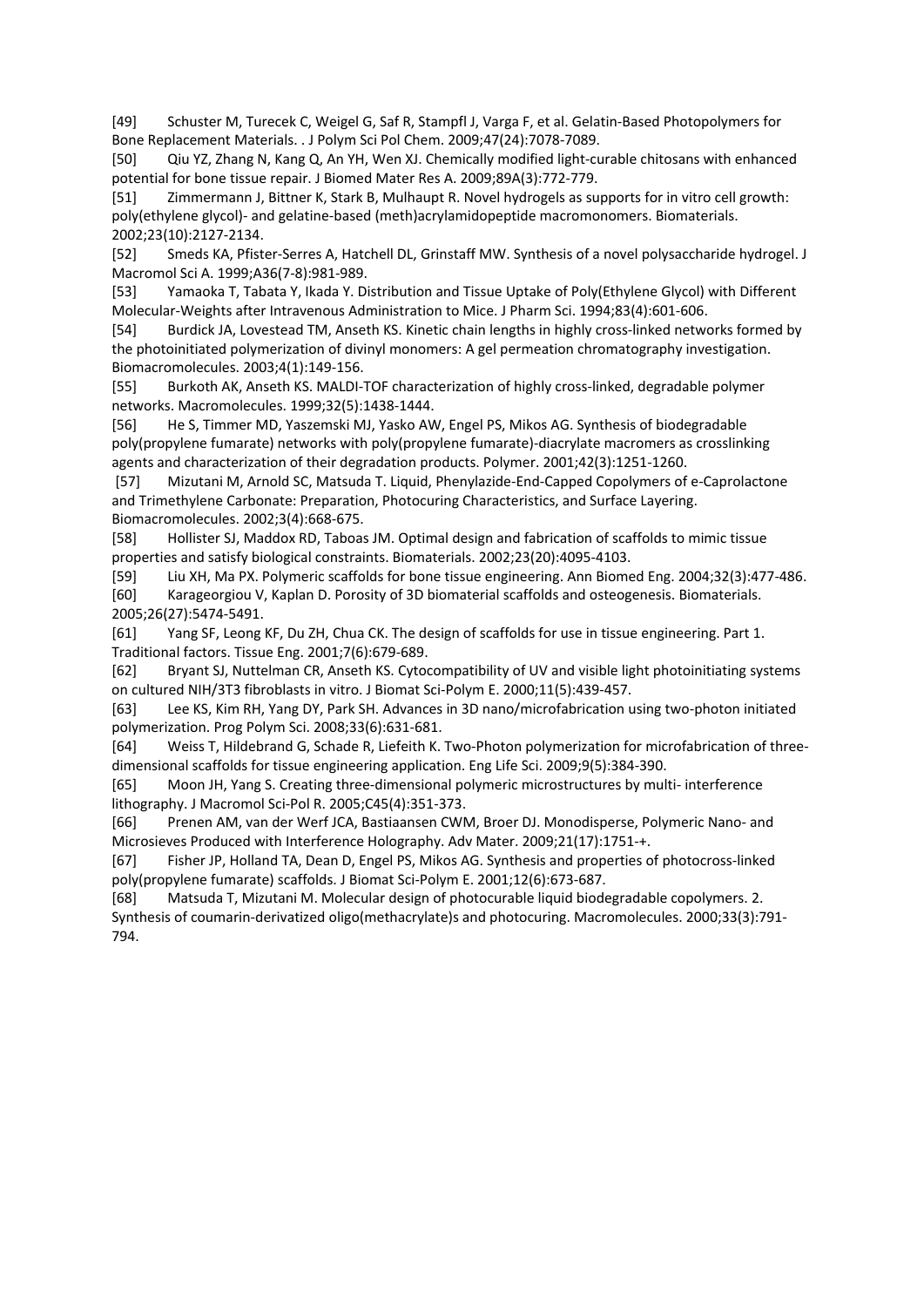[49] Schuster M, Turecek C, Weigel G, Saf R, Stampfl J, Varga F, et al. Gelatin-Based Photopolymers for Bone Replacement Materials. . J Polym Sci Pol Chem. 2009;47(24):7078-7089.

[50] Qiu YZ, Zhang N, Kang Q, An YH, Wen XJ. Chemically modified light-curable chitosans with enhanced potential for bone tissue repair. J Biomed Mater Res A. 2009;89A(3):772-779.

[51] Zimmermann J, Bittner K, Stark B, Mulhaupt R. Novel hydrogels as supports for in vitro cell growth: poly(ethylene glycol)- and gelatine-based (meth)acrylamidopeptide macromonomers. Biomaterials. 2002;23(10):2127-2134.

[52] Smeds KA, Pfister-Serres A, Hatchell DL, Grinstaff MW. Synthesis of a novel polysaccharide hydrogel. J Macromol Sci A. 1999;A36(7-8):981-989.

[53] Yamaoka T, Tabata Y, Ikada Y. Distribution and Tissue Uptake of Poly(Ethylene Glycol) with Different Molecular-Weights after Intravenous Administration to Mice. J Pharm Sci. 1994;83(4):601-606.

[54] Burdick JA, Lovestead TM, Anseth KS. Kinetic chain lengths in highly cross-linked networks formed by the photoinitiated polymerization of divinyl monomers: A gel permeation chromatography investigation. Biomacromolecules. 2003;4(1):149-156.

[55] Burkoth AK, Anseth KS. MALDI-TOF characterization of highly cross-linked, degradable polymer networks. Macromolecules. 1999;32(5):1438-1444.

[56] He S, Timmer MD, Yaszemski MJ, Yasko AW, Engel PS, Mikos AG. Synthesis of biodegradable poly(propylene fumarate) networks with poly(propylene fumarate)-diacrylate macromers as crosslinking agents and characterization of their degradation products. Polymer. 2001;42(3):1251-1260.

[57] Mizutani M, Arnold SC, Matsuda T. Liquid, Phenylazide-End-Capped Copolymers of e-Caprolactone and Trimethylene Carbonate: Preparation, Photocuring Characteristics, and Surface Layering. Biomacromolecules. 2002;3(4):668-675.

[58] Hollister SJ, Maddox RD, Taboas JM. Optimal design and fabrication of scaffolds to mimic tissue properties and satisfy biological constraints. Biomaterials. 2002;23(20):4095-4103.

[59] Liu XH, Ma PX. Polymeric scaffolds for bone tissue engineering. Ann Biomed Eng. 2004;32(3):477-486.

[60] Karageorgiou V, Kaplan D. Porosity of 3D biomaterial scaffolds and osteogenesis. Biomaterials. 2005;26(27):5474-5491.

[61] Yang SF, Leong KF, Du ZH, Chua CK. The design of scaffolds for use in tissue engineering. Part 1. Traditional factors. Tissue Eng. 2001;7(6):679-689.

[62] Bryant SJ, Nuttelman CR, Anseth KS. Cytocompatibility of UV and visible light photoinitiating systems on cultured NIH/3T3 fibroblasts in vitro. J Biomat Sci-Polym E. 2000;11(5):439-457.

[63] Lee KS, Kim RH, Yang DY, Park SH. Advances in 3D nano/microfabrication using two-photon initiated polymerization. Prog Polym Sci. 2008;33(6):631-681.

[64] Weiss T, Hildebrand G, Schade R, Liefeith K. Two-Photon polymerization for microfabrication of three-dimensional scaffolds for tissue engineering application. Eng Life Sci. 2009;9(5):384-390.

[65] Moon JH, Yang S. Creating three-dimensional polymeric microstructures by multi- interference lithography. J Macromol Sci-Pol R. 2005;C45(4):351-373.

[66] Prenen AM, van der Werf JCA, Bastiaansen CWM, Broer DJ. Monodisperse, Polymeric Nano- and Microsieves Produced with Interference Holography. Adv Mater. 2009;21(17):1751-+.

[67] Fisher JP, Holland TA, Dean D, Engel PS, Mikos AG. Synthesis and properties of photocross-linked poly(propylene fumarate) scaffolds. J Biomat Sci-Polym E. 2001;12(6):673-687.

[68] Matsuda T, Mizutani M. Molecular design of photocurable liquid biodegradable copolymers. 2. Synthesis of coumarin-derivatized oligo(methacrylate)s and photocuring. Macromolecules. 2000;33(3):791-794.